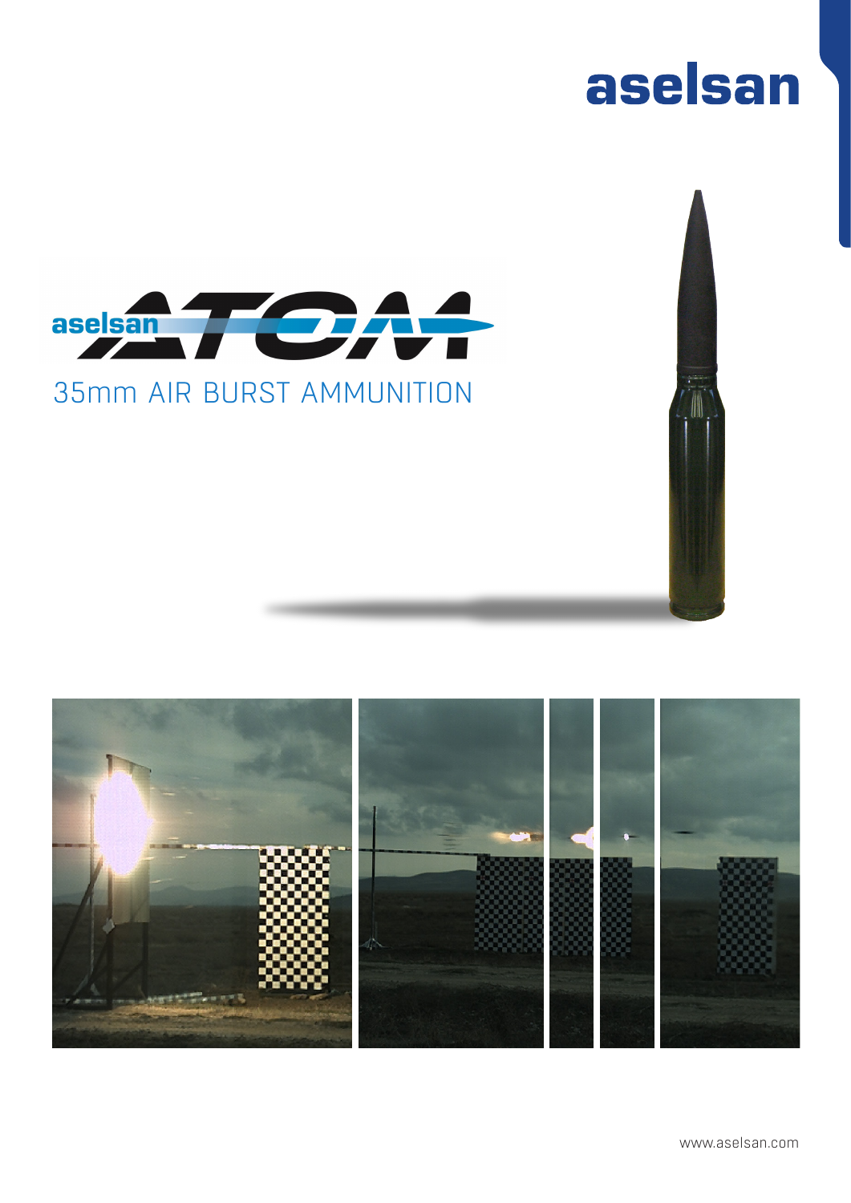aselsan

# aselsan ATOM

## 35mm AIR BURST AMMUNITION

www.aselsan.com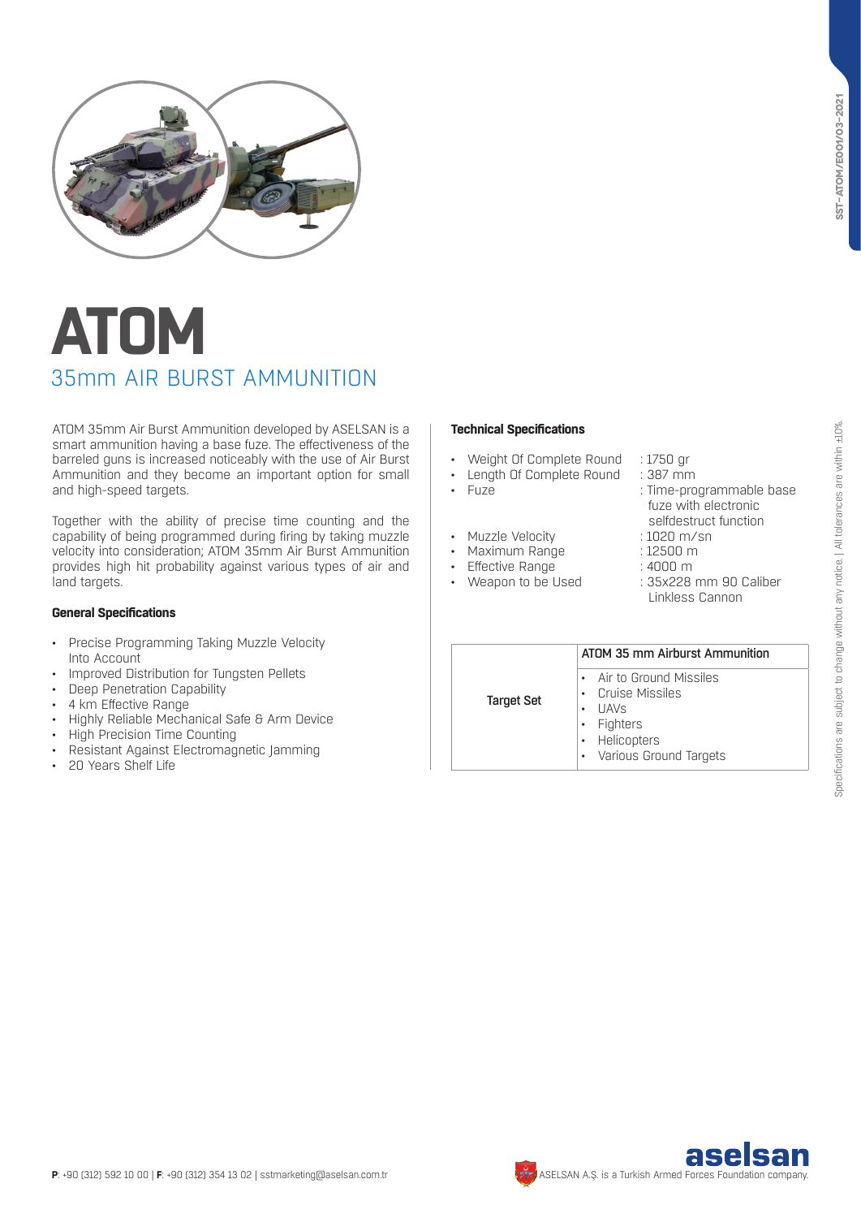# ATOM

## 35mm AIR BURST AMMUNITION

ATOM 35mm Air Burst Ammunition developed by ASELSAN is a smart ammunition having a base fuze. The effectiveness of the barreled guns is increased noticeably with the use of Air Burst Ammunition and they become an important option for small and high-speed targets.

Together with the ability of precise time counting and the capability of being programmed during firing by taking muzzle velocity into consideration; ATOM 35mm Air Burst Ammunition provides high hit probability against various types of air and land targets.

### General Specifications

- Precise Programming Taking Muzzle Velocity Into Account
- Improved Distribution for Tungsten Pellets
- Deep Penetration Capability
- 4 km Effective Range
- Highly Reliable Mechanical Safe & Arm Device
- High Precision Time Counting
- Resistant Against Electromagnetic Jamming
- 20 Years Shelf Life

### Technical Specifications

- Weight Of Complete Round : 1750 gr
- Length Of Complete Round : 387 mm
- Fuze : Time-programmable base fuze with electronic selfdestruct function
- Muzzle Velocity : 1020 m/sn
- Maximum Range : 12500 m
- Effective Range : 4000 m
- Weapon to be Used : 35x228 mm 90 Caliber Linkless Cannon

| | ATOM 35 mm Airburst Ammunition |
|---|---|
| Target Set | • Air to Ground Missiles<br>• Cruise Missiles<br>• UAVs<br>• Fighters<br>• Helicopters<br>• Various Ground Targets |

SST-ATOM/E001/03-2021

Specifications are subject to change without any notice. | All tolerances are within ±10%.

**P**: +90 (312) 592 10 00 | **F**: +90 (312) 354 13 02 | sstmarketing@aselsan.com.tr

aselsan

ASELSAN A.Ş. is a Turkish Armed Forces Foundation company.